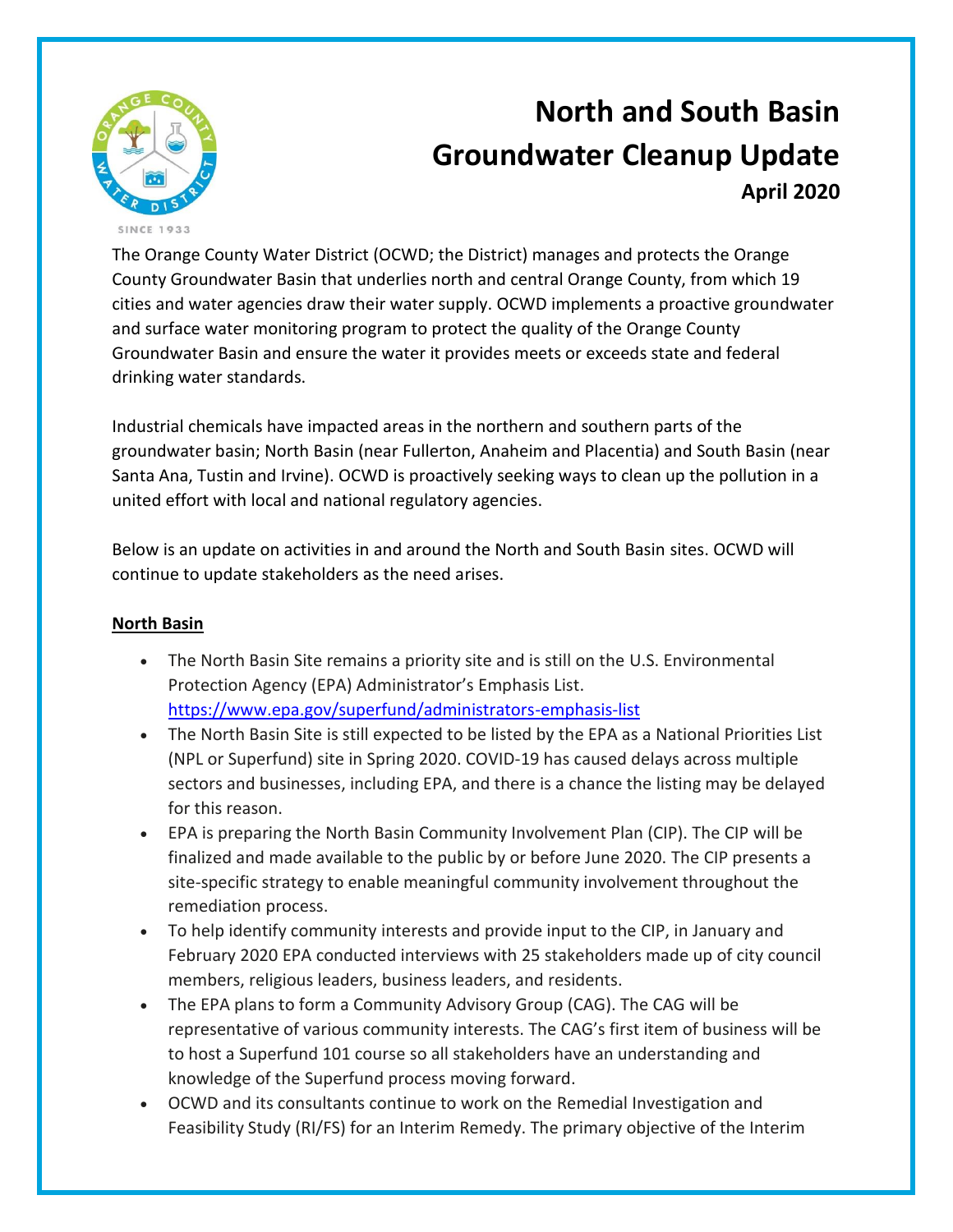# North and South Basin Groundwater Cleanup Update

**April 2020**

The Orange County Water District (OCWD; the District) manages and protects the Orange County Groundwater Basin that underlies north and central Orange County, from which 19 cities and water agencies draw their water supply. OCWD implements a proactive groundwater and surface water monitoring program to protect the quality of the Orange County Groundwater Basin and ensure the water it provides meets or exceeds state and federal drinking water standards.

Industrial chemicals have impacted areas in the northern and southern parts of the groundwater basin; North Basin (near Fullerton, Anaheim and Placentia) and South Basin (near Santa Ana, Tustin and Irvine). OCWD is proactively seeking ways to clean up the pollution in a united effort with local and national regulatory agencies.

Below is an update on activities in and around the North and South Basin sites. OCWD will continue to update stakeholders as the need arises.

## North Basin

- The North Basin Site remains a priority site and is still on the U.S. Environmental Protection Agency (EPA) Administrator's Emphasis List. https://www.epa.gov/superfund/administrators-emphasis-list
- The North Basin Site is still expected to be listed by the EPA as a National Priorities List (NPL or Superfund) site in Spring 2020. COVID-19 has caused delays across multiple sectors and businesses, including EPA, and there is a chance the listing may be delayed for this reason.
- EPA is preparing the North Basin Community Involvement Plan (CIP). The CIP will be finalized and made available to the public by or before June 2020. The CIP presents a site-specific strategy to enable meaningful community involvement throughout the remediation process.
- To help identify community interests and provide input to the CIP, in January and February 2020 EPA conducted interviews with 25 stakeholders made up of city council members, religious leaders, business leaders, and residents.
- The EPA plans to form a Community Advisory Group (CAG). The CAG will be representative of various community interests. The CAG's first item of business will be to host a Superfund 101 course so all stakeholders have an understanding and knowledge of the Superfund process moving forward.
- OCWD and its consultants continue to work on the Remedial Investigation and Feasibility Study (RI/FS) for an Interim Remedy. The primary objective of the Interim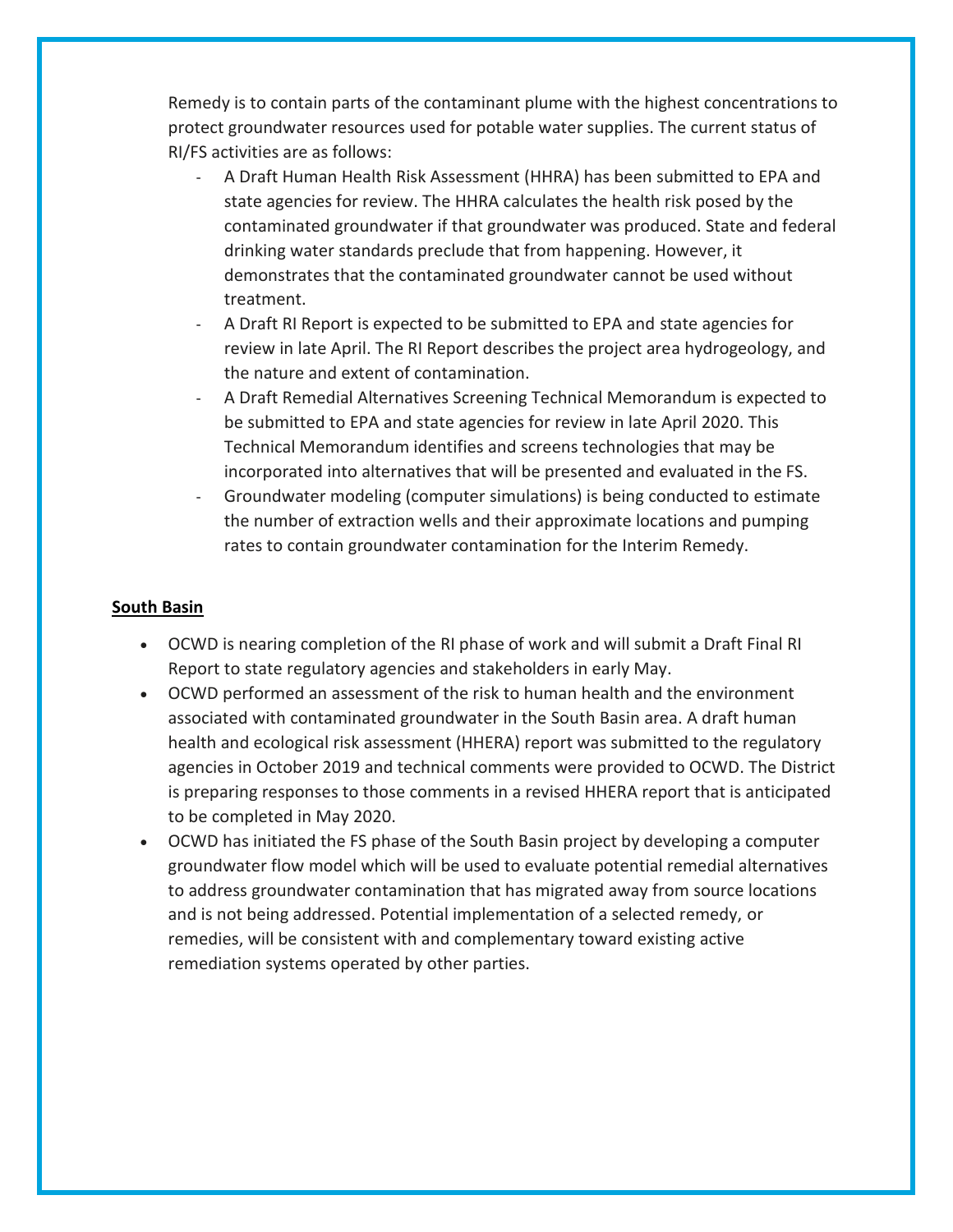Remedy is to contain parts of the contaminant plume with the highest concentrations to protect groundwater resources used for potable water supplies. The current status of RI/FS activities are as follows:

- A Draft Human Health Risk Assessment (HHRA) has been submitted to EPA and state agencies for review. The HHRA calculates the health risk posed by the contaminated groundwater if that groundwater was produced. State and federal drinking water standards preclude that from happening. However, it demonstrates that the contaminated groundwater cannot be used without treatment.
- A Draft RI Report is expected to be submitted to EPA and state agencies for review in late April. The RI Report describes the project area hydrogeology, and the nature and extent of contamination.
- A Draft Remedial Alternatives Screening Technical Memorandum is expected to be submitted to EPA and state agencies for review in late April 2020. This Technical Memorandum identifies and screens technologies that may be incorporated into alternatives that will be presented and evaluated in the FS.
- Groundwater modeling (computer simulations) is being conducted to estimate the number of extraction wells and their approximate locations and pumping rates to contain groundwater contamination for the Interim Remedy.

**South Basin**

- OCWD is nearing completion of the RI phase of work and will submit a Draft Final RI Report to state regulatory agencies and stakeholders in early May.
- OCWD performed an assessment of the risk to human health and the environment associated with contaminated groundwater in the South Basin area. A draft human health and ecological risk assessment (HHERA) report was submitted to the regulatory agencies in October 2019 and technical comments were provided to OCWD. The District is preparing responses to those comments in a revised HHERA report that is anticipated to be completed in May 2020.
- OCWD has initiated the FS phase of the South Basin project by developing a computer groundwater flow model which will be used to evaluate potential remedial alternatives to address groundwater contamination that has migrated away from source locations and is not being addressed. Potential implementation of a selected remedy, or remedies, will be consistent with and complementary toward existing active remediation systems operated by other parties.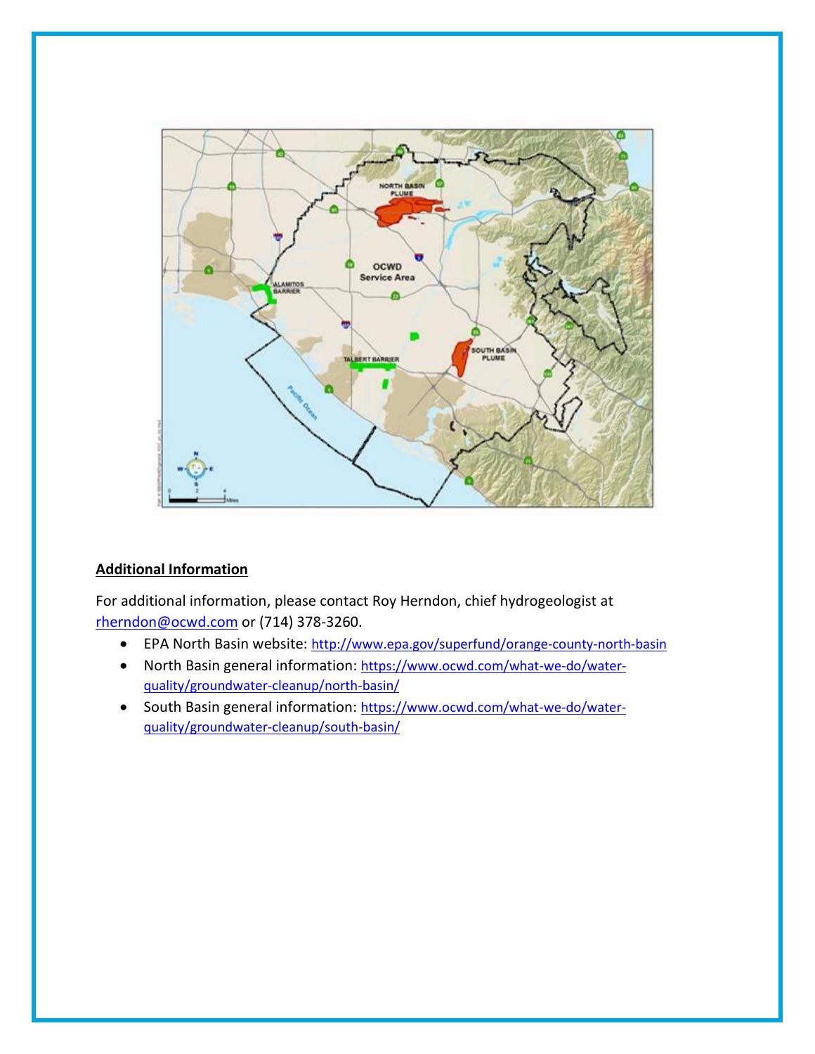**Additional Information**

For additional information, please contact Roy Herndon, chief hydrogeologist at rherndon@ocwd.com or (714) 378-3260.

- EPA North Basin website: http://www.epa.gov/superfund/orange-county-north-basin
- North Basin general information: https://www.ocwd.com/what-we-do/water-quality/groundwater-cleanup/north-basin/
- South Basin general information: https://www.ocwd.com/what-we-do/water-quality/groundwater-cleanup/south-basin/